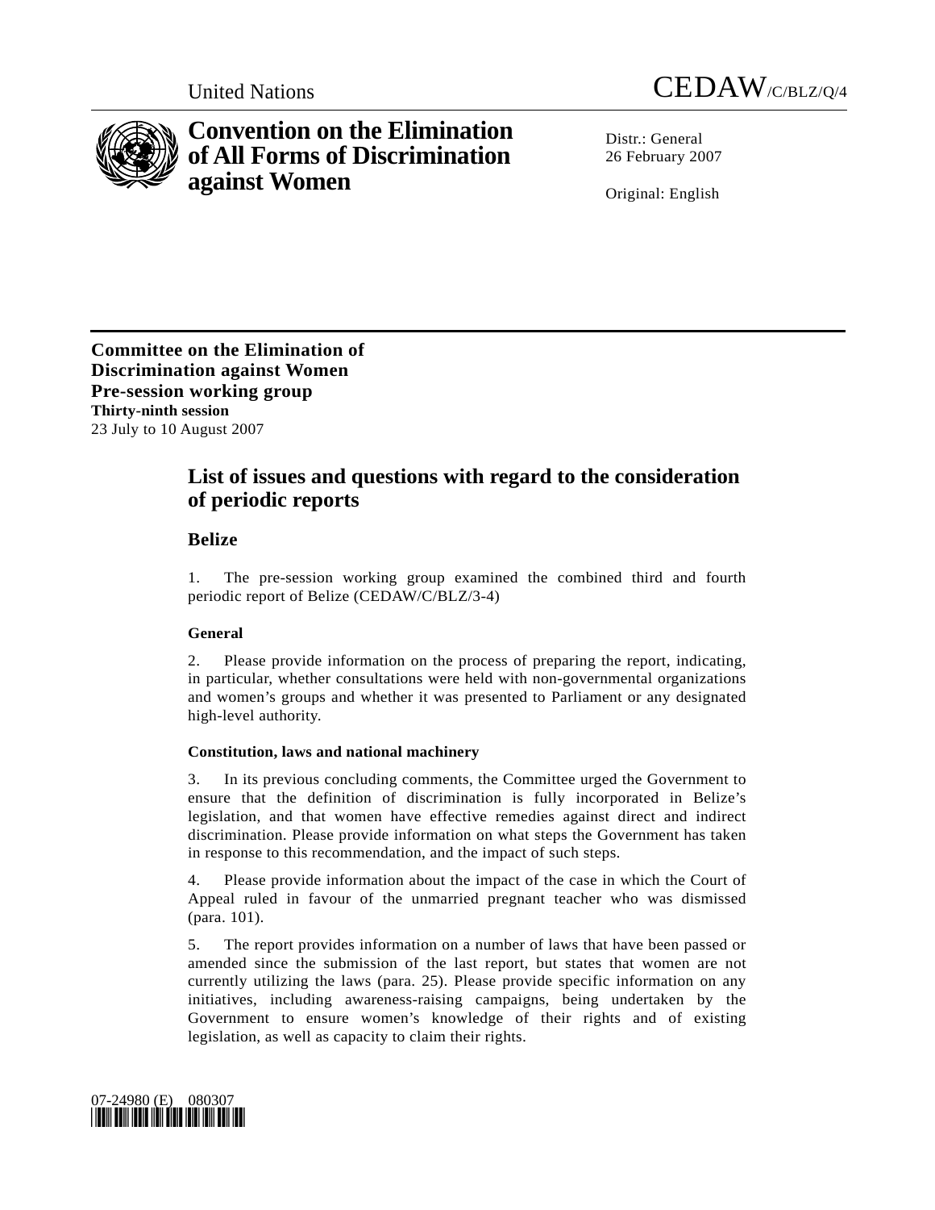United Nations CEDAW/C/BLZ/Q/4

# Convention on the Elimination of All Forms of Discrimination against Women

Distr.: General
26 February 2007

Original: English

**Committee on the Elimination of Discrimination against Women**
**Pre-session working group**
**Thirty-ninth session**
23 July to 10 August 2007

## List of issues and questions with regard to the consideration of periodic reports

## Belize

1. The pre-session working group examined the combined third and fourth periodic report of Belize (CEDAW/C/BLZ/3-4)

### General

2. Please provide information on the process of preparing the report, indicating, in particular, whether consultations were held with non-governmental organizations and women's groups and whether it was presented to Parliament or any designated high-level authority.

### Constitution, laws and national machinery

3. In its previous concluding comments, the Committee urged the Government to ensure that the definition of discrimination is fully incorporated in Belize's legislation, and that women have effective remedies against direct and indirect discrimination. Please provide information on what steps the Government has taken in response to this recommendation, and the impact of such steps.

4. Please provide information about the impact of the case in which the Court of Appeal ruled in favour of the unmarried pregnant teacher who was dismissed (para. 101).

5. The report provides information on a number of laws that have been passed or amended since the submission of the last report, but states that women are not currently utilizing the laws (para. 25). Please provide specific information on any initiatives, including awareness-raising campaigns, being undertaken by the Government to ensure women's knowledge of their rights and of existing legislation, as well as capacity to claim their rights.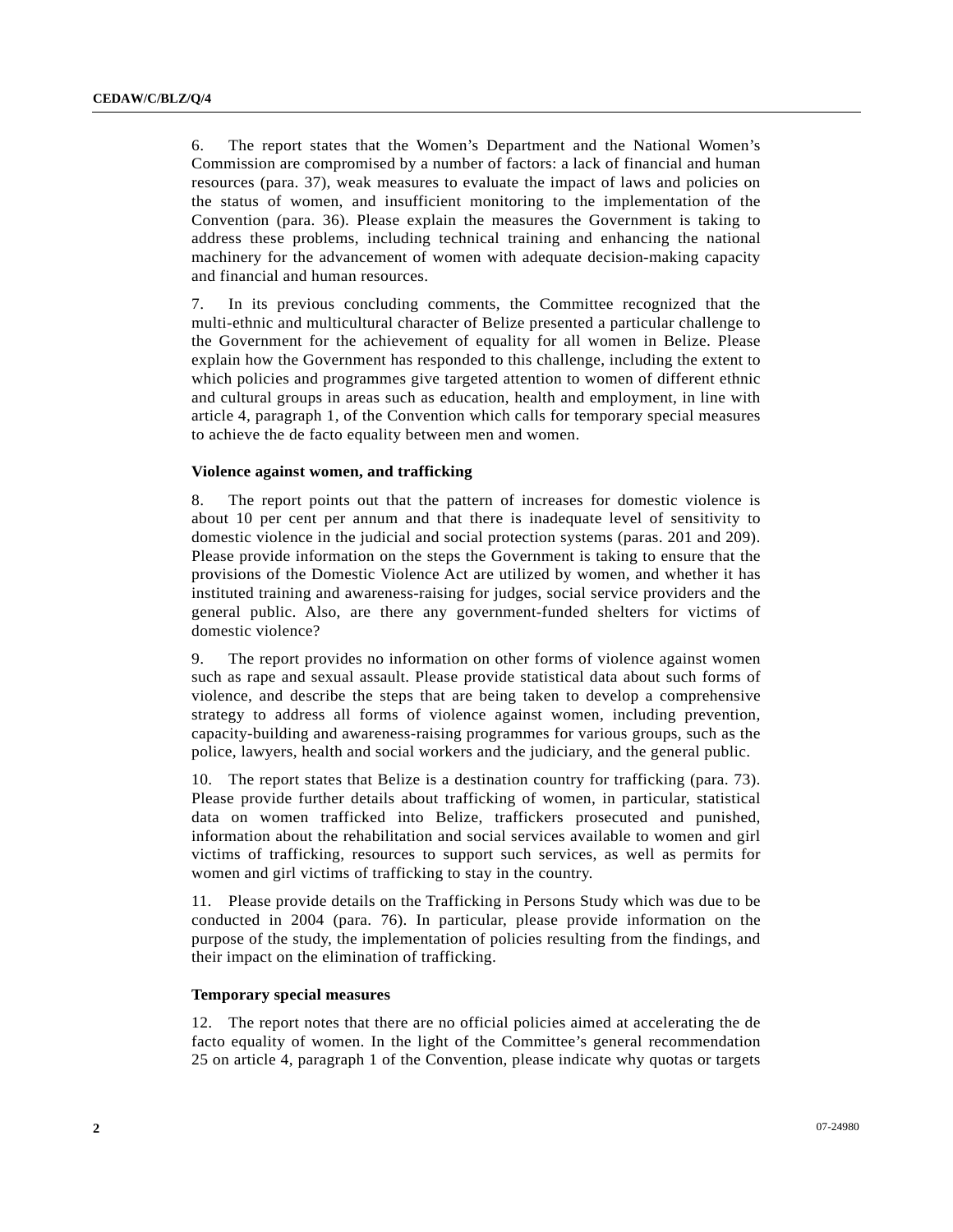6. The report states that the Women's Department and the National Women's Commission are compromised by a number of factors: a lack of financial and human resources (para. 37), weak measures to evaluate the impact of laws and policies on the status of women, and insufficient monitoring to the implementation of the Convention (para. 36). Please explain the measures the Government is taking to address these problems, including technical training and enhancing the national machinery for the advancement of women with adequate decision-making capacity and financial and human resources.

7. In its previous concluding comments, the Committee recognized that the multi-ethnic and multicultural character of Belize presented a particular challenge to the Government for the achievement of equality for all women in Belize. Please explain how the Government has responded to this challenge, including the extent to which policies and programmes give targeted attention to women of different ethnic and cultural groups in areas such as education, health and employment, in line with article 4, paragraph 1, of the Convention which calls for temporary special measures to achieve the de facto equality between men and women.

**Violence against women, and trafficking**

8. The report points out that the pattern of increases for domestic violence is about 10 per cent per annum and that there is inadequate level of sensitivity to domestic violence in the judicial and social protection systems (paras. 201 and 209). Please provide information on the steps the Government is taking to ensure that the provisions of the Domestic Violence Act are utilized by women, and whether it has instituted training and awareness-raising for judges, social service providers and the general public. Also, are there any government-funded shelters for victims of domestic violence?

9. The report provides no information on other forms of violence against women such as rape and sexual assault. Please provide statistical data about such forms of violence, and describe the steps that are being taken to develop a comprehensive strategy to address all forms of violence against women, including prevention, capacity-building and awareness-raising programmes for various groups, such as the police, lawyers, health and social workers and the judiciary, and the general public.

10. The report states that Belize is a destination country for trafficking (para. 73). Please provide further details about trafficking of women, in particular, statistical data on women trafficked into Belize, traffickers prosecuted and punished, information about the rehabilitation and social services available to women and girl victims of trafficking, resources to support such services, as well as permits for women and girl victims of trafficking to stay in the country.

11. Please provide details on the Trafficking in Persons Study which was due to be conducted in 2004 (para. 76). In particular, please provide information on the purpose of the study, the implementation of policies resulting from the findings, and their impact on the elimination of trafficking.

**Temporary special measures**

12. The report notes that there are no official policies aimed at accelerating the de facto equality of women. In the light of the Committee's general recommendation 25 on article 4, paragraph 1 of the Convention, please indicate why quotas or targets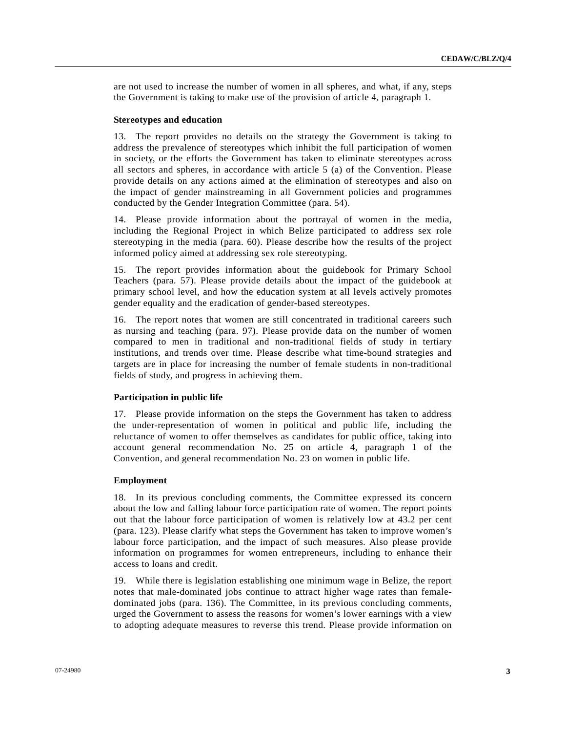are not used to increase the number of women in all spheres, and what, if any, steps the Government is taking to make use of the provision of article 4, paragraph 1.

**Stereotypes and education**

13. The report provides no details on the strategy the Government is taking to address the prevalence of stereotypes which inhibit the full participation of women in society, or the efforts the Government has taken to eliminate stereotypes across all sectors and spheres, in accordance with article 5 (a) of the Convention. Please provide details on any actions aimed at the elimination of stereotypes and also on the impact of gender mainstreaming in all Government policies and programmes conducted by the Gender Integration Committee (para. 54).

14. Please provide information about the portrayal of women in the media, including the Regional Project in which Belize participated to address sex role stereotyping in the media (para. 60). Please describe how the results of the project informed policy aimed at addressing sex role stereotyping.

15. The report provides information about the guidebook for Primary School Teachers (para. 57). Please provide details about the impact of the guidebook at primary school level, and how the education system at all levels actively promotes gender equality and the eradication of gender-based stereotypes.

16. The report notes that women are still concentrated in traditional careers such as nursing and teaching (para. 97). Please provide data on the number of women compared to men in traditional and non-traditional fields of study in tertiary institutions, and trends over time. Please describe what time-bound strategies and targets are in place for increasing the number of female students in non-traditional fields of study, and progress in achieving them.

**Participation in public life**

17. Please provide information on the steps the Government has taken to address the under-representation of women in political and public life, including the reluctance of women to offer themselves as candidates for public office, taking into account general recommendation No. 25 on article 4, paragraph 1 of the Convention, and general recommendation No. 23 on women in public life.

**Employment**

18. In its previous concluding comments, the Committee expressed its concern about the low and falling labour force participation rate of women. The report points out that the labour force participation of women is relatively low at 43.2 per cent (para. 123). Please clarify what steps the Government has taken to improve women's labour force participation, and the impact of such measures. Also please provide information on programmes for women entrepreneurs, including to enhance their access to loans and credit.

19. While there is legislation establishing one minimum wage in Belize, the report notes that male-dominated jobs continue to attract higher wage rates than female-dominated jobs (para. 136). The Committee, in its previous concluding comments, urged the Government to assess the reasons for women's lower earnings with a view to adopting adequate measures to reverse this trend. Please provide information on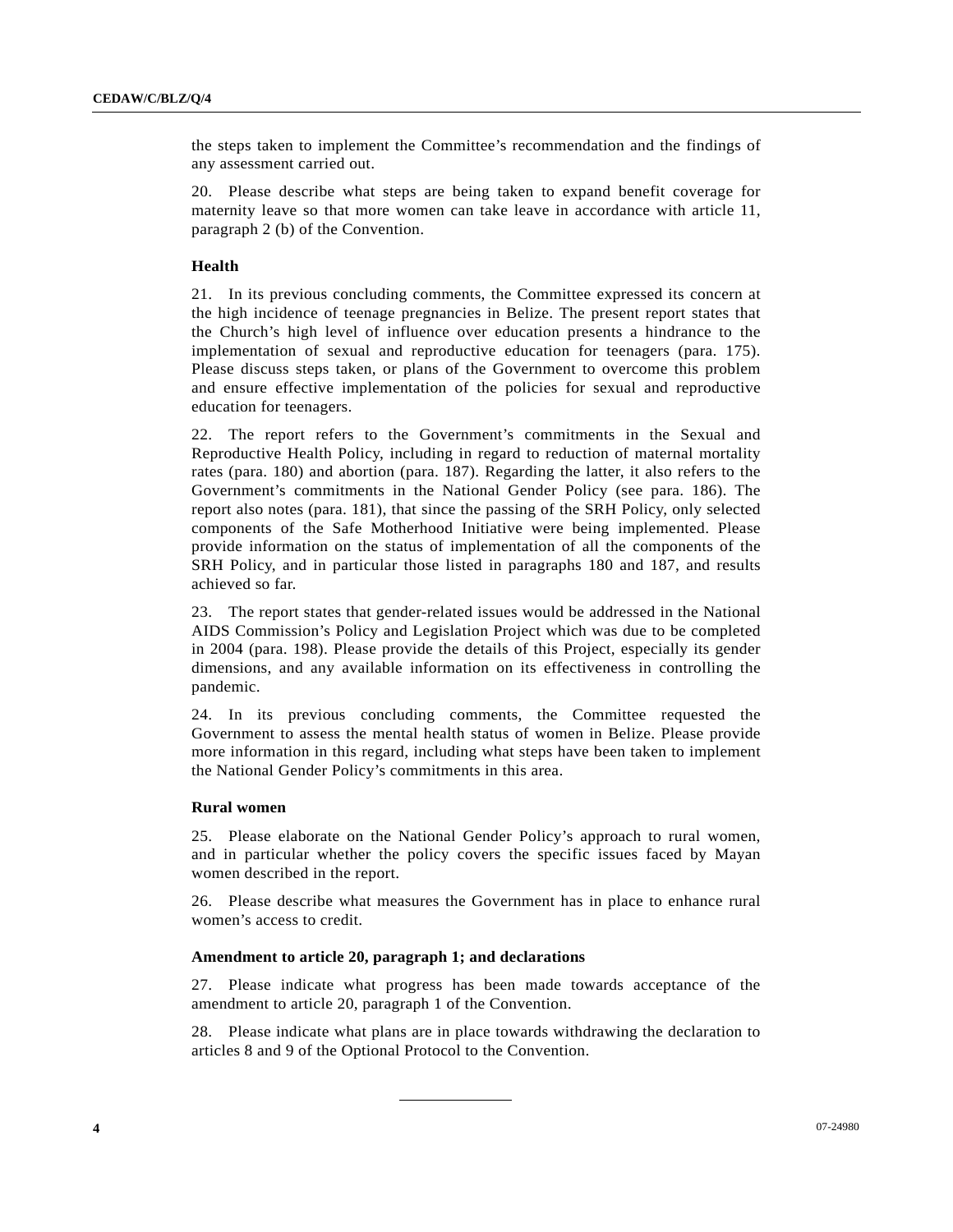the steps taken to implement the Committee's recommendation and the findings of any assessment carried out.

20. Please describe what steps are being taken to expand benefit coverage for maternity leave so that more women can take leave in accordance with article 11, paragraph 2 (b) of the Convention.

### Health

21. In its previous concluding comments, the Committee expressed its concern at the high incidence of teenage pregnancies in Belize. The present report states that the Church's high level of influence over education presents a hindrance to the implementation of sexual and reproductive education for teenagers (para. 175). Please discuss steps taken, or plans of the Government to overcome this problem and ensure effective implementation of the policies for sexual and reproductive education for teenagers.

22. The report refers to the Government's commitments in the Sexual and Reproductive Health Policy, including in regard to reduction of maternal mortality rates (para. 180) and abortion (para. 187). Regarding the latter, it also refers to the Government's commitments in the National Gender Policy (see para. 186). The report also notes (para. 181), that since the passing of the SRH Policy, only selected components of the Safe Motherhood Initiative were being implemented. Please provide information on the status of implementation of all the components of the SRH Policy, and in particular those listed in paragraphs 180 and 187, and results achieved so far.

23. The report states that gender-related issues would be addressed in the National AIDS Commission's Policy and Legislation Project which was due to be completed in 2004 (para. 198). Please provide the details of this Project, especially its gender dimensions, and any available information on its effectiveness in controlling the pandemic.

24. In its previous concluding comments, the Committee requested the Government to assess the mental health status of women in Belize. Please provide more information in this regard, including what steps have been taken to implement the National Gender Policy's commitments in this area.

### Rural women

25. Please elaborate on the National Gender Policy's approach to rural women, and in particular whether the policy covers the specific issues faced by Mayan women described in the report.

26. Please describe what measures the Government has in place to enhance rural women's access to credit.

### Amendment to article 20, paragraph 1; and declarations

27. Please indicate what progress has been made towards acceptance of the amendment to article 20, paragraph 1 of the Convention.

28. Please indicate what plans are in place towards withdrawing the declaration to articles 8 and 9 of the Optional Protocol to the Convention.